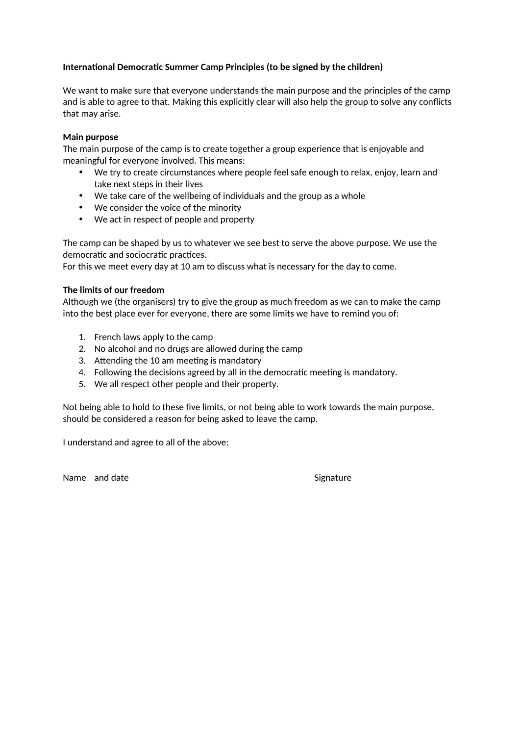**International Democratic Summer Camp Principles (to be signed by the children)**

We want to make sure that everyone understands the main purpose and the principles of the camp and is able to agree to that. Making this explicitly clear will also help the group to solve any conflicts that may arise.

**Main purpose**

The main purpose of the camp is to create together a group experience that is enjoyable and meaningful for everyone involved. This means:

- We try to create circumstances where people feel safe enough to relax, enjoy, learn and take next steps in their lives
- We take care of the wellbeing of individuals and the group as a whole
- We consider the voice of the minority
- We act in respect of people and property

The camp can be shaped by us to whatever we see best to serve the above purpose. We use the democratic and sociocratic practices.
For this we meet every day at 10 am to discuss what is necessary for the day to come.

**The limits of our freedom**

Although we (the organisers) try to give the group as much freedom as we can to make the camp into the best place ever for everyone, there are some limits we have to remind you of:

1. French laws apply to the camp
2. No alcohol and no drugs are allowed during the camp
3. Attending the 10 am meeting is mandatory
4. Following the decisions agreed by all in the democratic meeting is mandatory.
5. We all respect other people and their property.

Not being able to hold to these five limits, or not being able to work towards the main purpose, should be considered a reason for being asked to leave the camp.

I understand and agree to all of the above:

Name and date Signature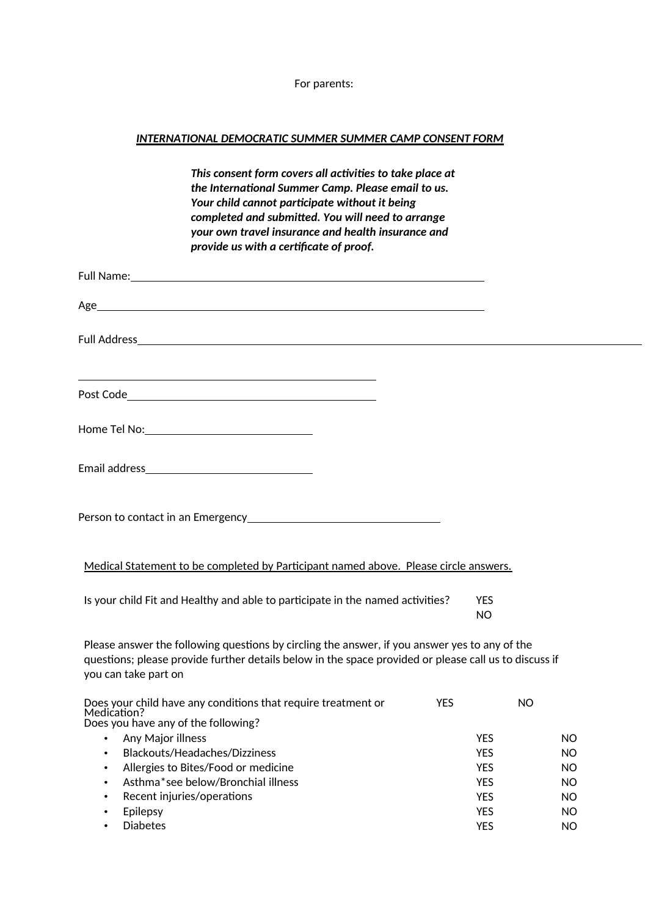For parents:

***INTERNATIONAL DEMOCRATIC SUMMER SUMMER CAMP CONSENT FORM***

***This consent form covers all activities to take place at the International Summer Camp. Please email to us. Your child cannot participate without it being completed and submitted. You will need to arrange your own travel insurance and health insurance and provide us with a certificate of proof.***

Full Name:\_\_\_\_\_\_\_\_\_\_\_\_\_\_\_\_\_\_\_\_\_\_\_\_\_\_\_\_\_\_\_\_\_\_\_\_\_\_\_\_\_\_\_\_\_\_\_\_\_\_\_\_\_\_\_\_\_\_\_\_

Age\_\_\_\_\_\_\_\_\_\_\_\_\_\_\_\_\_\_\_\_\_\_\_\_\_\_\_\_\_\_\_\_\_\_\_\_\_\_\_\_\_\_\_\_\_\_\_\_\_\_\_\_\_\_\_\_\_\_\_\_\_\_\_

Full Address\_\_\_\_\_\_\_\_\_\_\_\_\_\_\_\_\_\_\_\_\_\_\_\_\_\_\_\_\_\_\_\_\_\_\_\_\_\_\_\_\_\_\_\_\_\_\_\_\_\_\_\_\_\_\_\_\_\_\_\_\_\_\_\_\_\_\_\_\_\_\_\_\_\_\_\_\_\_\_\_\_\_\_\_\_\_

\_\_\_\_\_\_\_\_\_\_\_\_\_\_\_\_\_\_\_\_\_\_\_\_\_\_\_\_\_\_\_\_\_\_\_\_\_\_\_\_\_\_\_\_\_\_\_\_\_\_

Post Code\_\_\_\_\_\_\_\_\_\_\_\_\_\_\_\_\_\_\_\_\_\_\_\_\_\_\_\_\_\_\_\_\_\_\_\_\_\_\_\_\_\_\_\_

Home Tel No:\_\_\_\_\_\_\_\_\_\_\_\_\_\_\_\_\_\_\_\_\_\_\_\_\_\_\_\_\_\_

Email address\_\_\_\_\_\_\_\_\_\_\_\_\_\_\_\_\_\_\_\_\_\_\_\_\_\_\_\_\_\_

Person to contact in an Emergency\_\_\_\_\_\_\_\_\_\_\_\_\_\_\_\_\_\_\_\_\_\_\_\_\_\_\_\_\_\_\_\_\_\_\_\_

<u>Medical Statement to be completed by Participant named above. Please circle answers.</u>

Is your child Fit and Healthy and able to participate in the named activities? YES NO

Please answer the following questions by circling the answer, if you answer yes to any of the questions; please provide further details below in the space provided or please call us to discuss if you can take part on

Does your child have any conditions that require treatment or Medication? YES NO

Does you have any of the following?

| | | |
|---|---|---|
| • Any Major illness | YES | NO |
| • Blackouts/Headaches/Dizziness | YES | NO |
| • Allergies to Bites/Food or medicine | YES | NO |
| • Asthma*see below/Bronchial illness | YES | NO |
| • Recent injuries/operations | YES | NO |
| • Epilepsy | YES | NO |
| • Diabetes | YES | NO |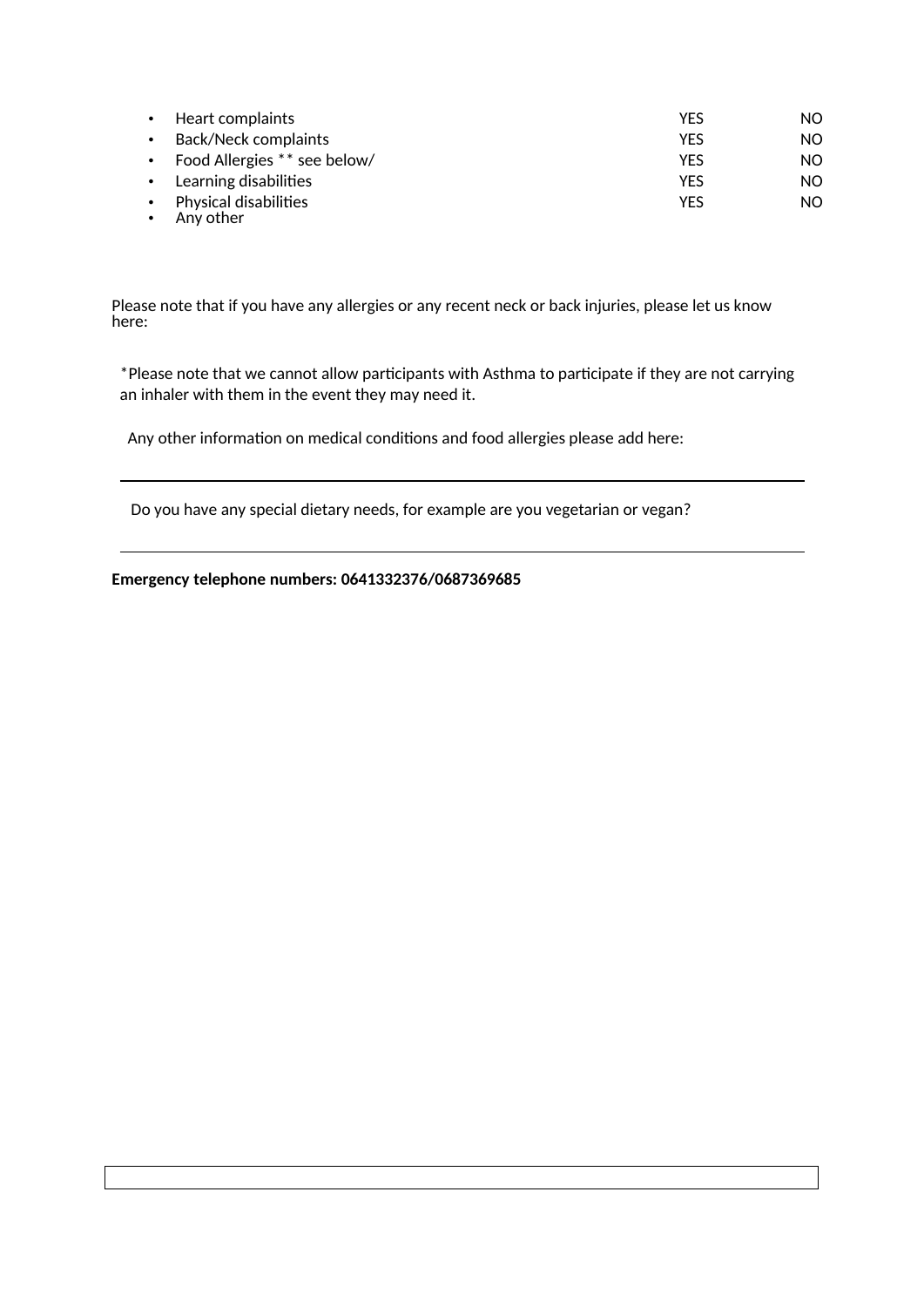| | | |
|---|---|---|
| • Heart complaints | YES | NO |
| • Back/Neck complaints | YES | NO |
| • Food Allergies ** see below/ | YES | NO |
| • Learning disabilities | YES | NO |
| • Physical disabilities | YES | NO |
| • Any other | | |

Please note that if you have any allergies or any recent neck or back injuries, please let us know here:

*Please note that we cannot allow participants with Asthma to participate if they are not carrying an inhaler with them in the event they may need it.

Any other information on medical conditions and food allergies please add here:

---

Do you have any special dietary needs, for example are you vegetarian or vegan?

---

**Emergency telephone numbers: 0641332376/0687369685**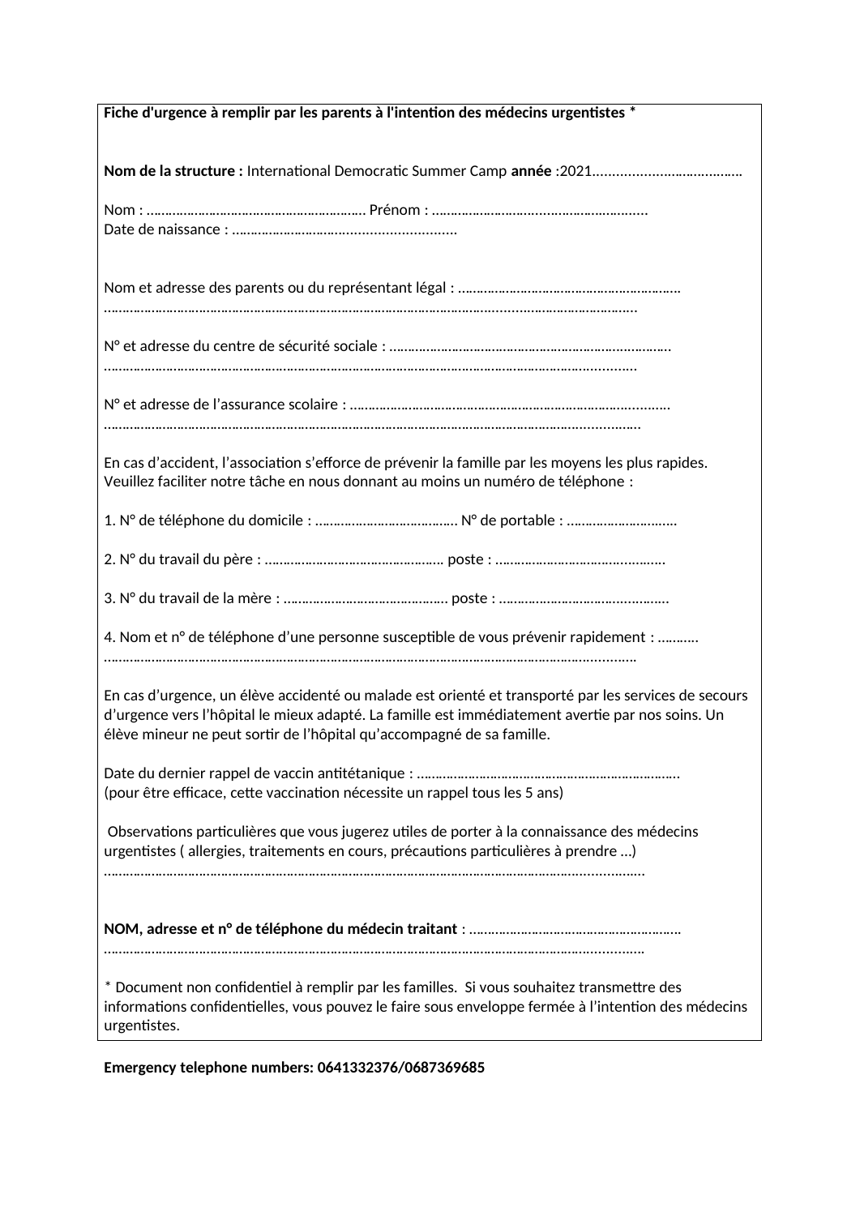**Fiche d'urgence à remplir par les parents à l'intention des médecins urgentistes ***

**Nom de la structure :** International Democratic Summer Camp **année** :2021……………………………….

Nom : …………………………………………………. Prénom : …………………………………………………
Date de naissance : …………………………………………………

Nom et adresse des parents ou du représentant légal : ……………………………………………………
…………………………………………………………………………………………………………………………

N° et adresse du centre de sécurité sociale : …………………………………………………………………
…………………………………………………………………………………………………………………………

N° et adresse de l'assurance scolaire : ………………………………………………………………………
…………………………………………………………………………………………………………………………

En cas d'accident, l'association s'efforce de prévenir la famille par les moyens les plus rapides. Veuillez faciliter notre tâche en nous donnant au moins un numéro de téléphone :

1. N° de téléphone du domicile : ………………………………… N° de portable : …………………………

2. N° du travail du père : ………………………………………… poste : ……………………………………

3. N° du travail de la mère : ……………………………………… poste : ……………………………………

4. Nom et n° de téléphone d'une personne susceptible de vous prévenir rapidement : ……….
…………………………………………………………………………………………………………………………

En cas d'urgence, un élève accidenté ou malade est orienté et transporté par les services de secours d'urgence vers l'hôpital le mieux adapté. La famille est immédiatement avertie par nos soins. Un élève mineur ne peut sortir de l'hôpital qu'accompagné de sa famille.

Date du dernier rappel de vaccin antitétanique : ………………………………………………………………
(pour être efficace, cette vaccination nécessite un rappel tous les 5 ans)

Observations particulières que vous jugerez utiles de porter à la connaissance des médecins urgentistes ( allergies, traitements en cours, précautions particulières à prendre …)
…………………………………………………………………………………………………………………………

**NOM, adresse et n° de téléphone du médecin traitant** : ……………………………………………………
…………………………………………………………………………………………………………………………

* Document non confidentiel à remplir par les familles. Si vous souhaitez transmettre des informations confidentielles, vous pouvez le faire sous enveloppe fermée à l'intention des médecins urgentistes.

**Emergency telephone numbers: 0641332376/0687369685**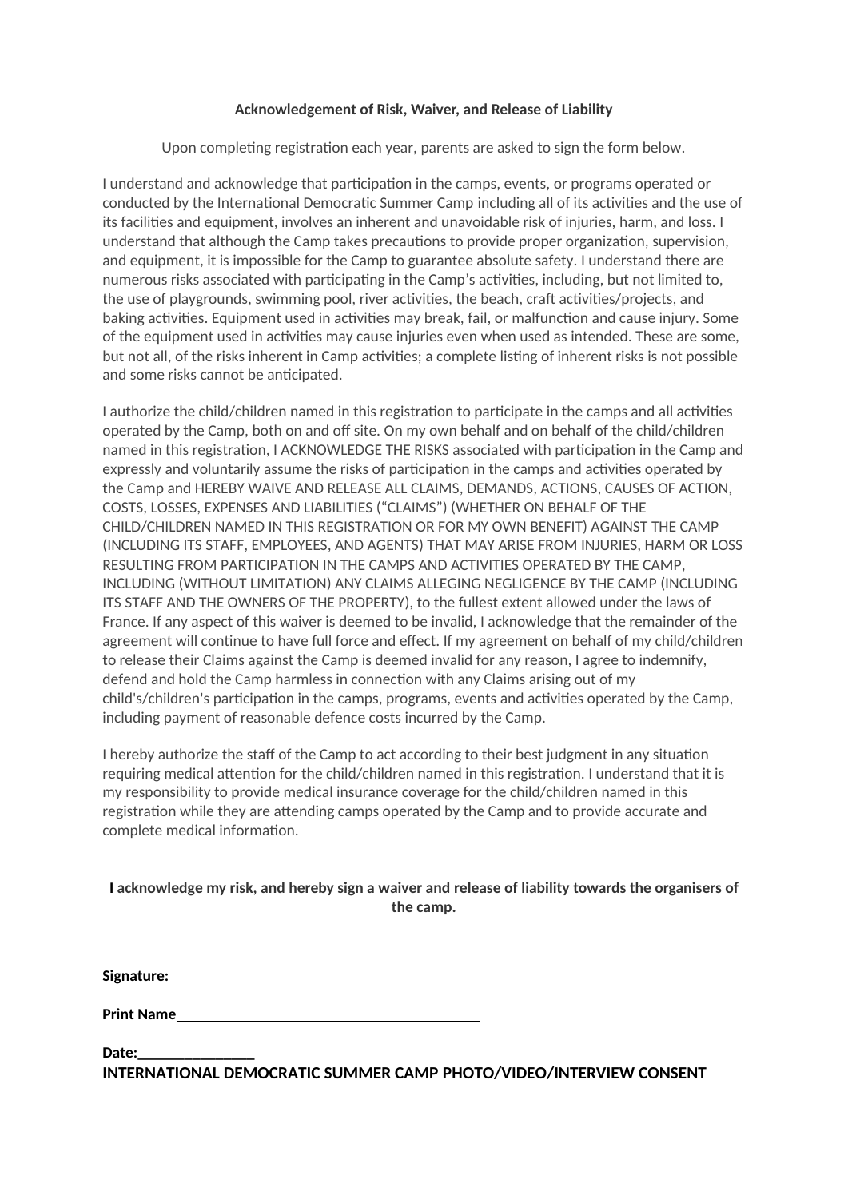**Acknowledgement of Risk, Waiver, and Release of Liability**

Upon completing registration each year, parents are asked to sign the form below.

I understand and acknowledge that participation in the camps, events, or programs operated or conducted by the International Democratic Summer Camp including all of its activities and the use of its facilities and equipment, involves an inherent and unavoidable risk of injuries, harm, and loss. I understand that although the Camp takes precautions to provide proper organization, supervision, and equipment, it is impossible for the Camp to guarantee absolute safety. I understand there are numerous risks associated with participating in the Camp's activities, including, but not limited to, the use of playgrounds, swimming pool, river activities, the beach, craft activities/projects, and baking activities. Equipment used in activities may break, fail, or malfunction and cause injury. Some of the equipment used in activities may cause injuries even when used as intended. These are some, but not all, of the risks inherent in Camp activities; a complete listing of inherent risks is not possible and some risks cannot be anticipated.

I authorize the child/children named in this registration to participate in the camps and all activities operated by the Camp, both on and off site. On my own behalf and on behalf of the child/children named in this registration, I ACKNOWLEDGE THE RISKS associated with participation in the Camp and expressly and voluntarily assume the risks of participation in the camps and activities operated by the Camp and HEREBY WAIVE AND RELEASE ALL CLAIMS, DEMANDS, ACTIONS, CAUSES OF ACTION, COSTS, LOSSES, EXPENSES AND LIABILITIES ("CLAIMS") (WHETHER ON BEHALF OF THE CHILD/CHILDREN NAMED IN THIS REGISTRATION OR FOR MY OWN BENEFIT) AGAINST THE CAMP (INCLUDING ITS STAFF, EMPLOYEES, AND AGENTS) THAT MAY ARISE FROM INJURIES, HARM OR LOSS RESULTING FROM PARTICIPATION IN THE CAMPS AND ACTIVITIES OPERATED BY THE CAMP, INCLUDING (WITHOUT LIMITATION) ANY CLAIMS ALLEGING NEGLIGENCE BY THE CAMP (INCLUDING ITS STAFF AND THE OWNERS OF THE PROPERTY), to the fullest extent allowed under the laws of France. If any aspect of this waiver is deemed to be invalid, I acknowledge that the remainder of the agreement will continue to have full force and effect. If my agreement on behalf of my child/children to release their Claims against the Camp is deemed invalid for any reason, I agree to indemnify, defend and hold the Camp harmless in connection with any Claims arising out of my child's/children's participation in the camps, programs, events and activities operated by the Camp, including payment of reasonable defence costs incurred by the Camp.

I hereby authorize the staff of the Camp to act according to their best judgment in any situation requiring medical attention for the child/children named in this registration. I understand that it is my responsibility to provide medical insurance coverage for the child/children named in this registration while they are attending camps operated by the Camp and to provide accurate and complete medical information.

**I acknowledge my risk, and hereby sign a waiver and release of liability towards the organisers of the camp.**

**Signature:**

**Print Name**\_\_\_\_\_\_\_\_\_\_\_\_\_\_\_\_\_\_\_\_\_\_\_\_\_\_\_\_\_\_\_\_\_\_\_\_\_\_\_\_

**Date:**\_\_\_\_\_\_\_\_\_\_\_\_\_\_\_\_

**INTERNATIONAL DEMOCRATIC SUMMER CAMP PHOTO/VIDEO/INTERVIEW CONSENT**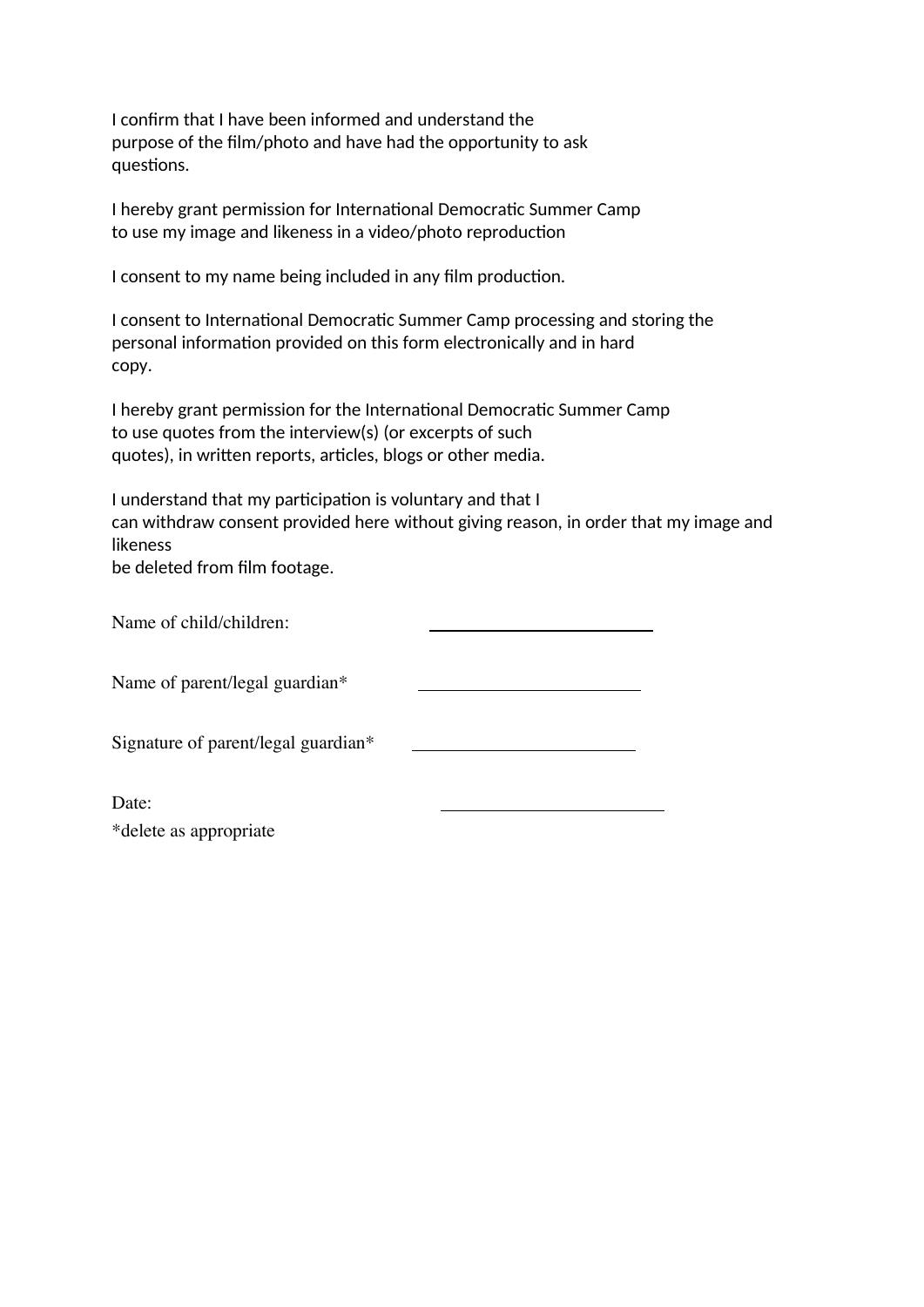I confirm that I have been informed and understand the purpose of the film/photo and have had the opportunity to ask questions.

I hereby grant permission for International Democratic Summer Camp to use my image and likeness in a video/photo reproduction

I consent to my name being included in any film production.

I consent to International Democratic Summer Camp processing and storing the personal information provided on this form electronically and in hard copy.

I hereby grant permission for the International Democratic Summer Camp to use quotes from the interview(s) (or excerpts of such quotes), in written reports, articles, blogs or other media.

I understand that my participation is voluntary and that I can withdraw consent provided here without giving reason, in order that my image and likeness be deleted from film footage.

Name of child/children: ________________________

Name of parent/legal guardian* ________________________

Signature of parent/legal guardian* ________________________

Date: ________________________

*delete as appropriate